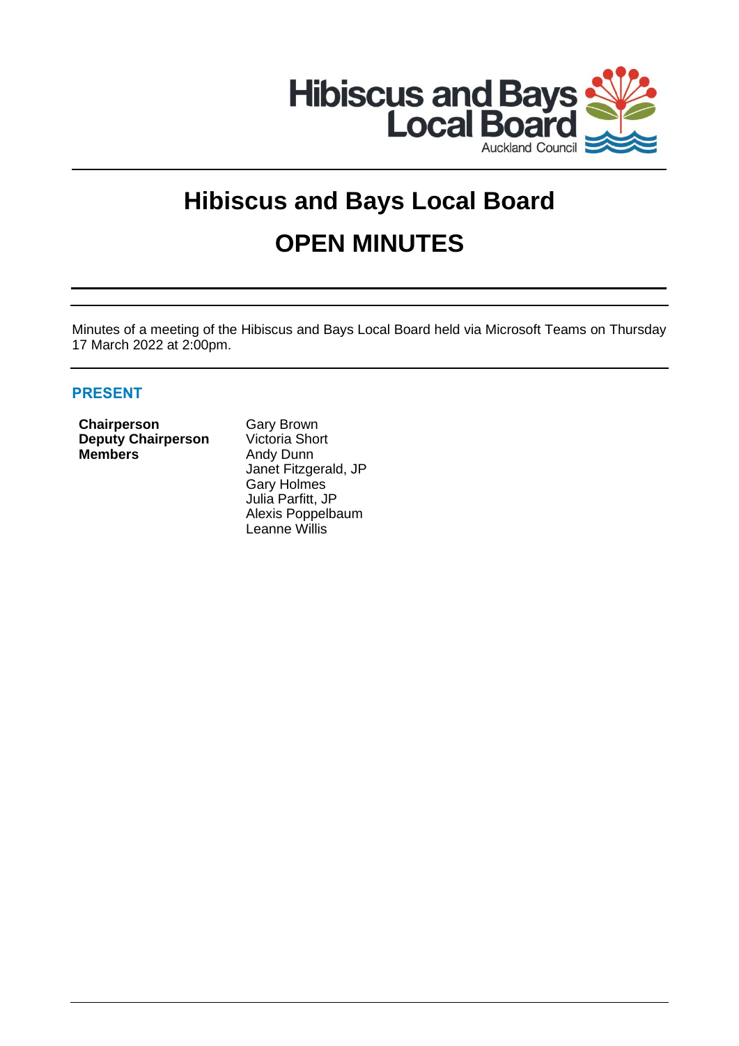# Hibiscus and Bays Local Board

# OPEN MINUTES

Minutes of a meeting of the Hibiscus and Bays Local Board held via Microsoft Teams on Thursday 17 March 2022 at 2:00pm.

## PRESENT

| | |
|---|---|
| **Chairperson** | Gary Brown |
| **Deputy Chairperson** | Victoria Short |
| **Members** | Andy Dunn |
| | Janet Fitzgerald, JP |
| | Gary Holmes |
| | Julia Parfitt, JP |
| | Alexis Poppelbaum |
| | Leanne Willis |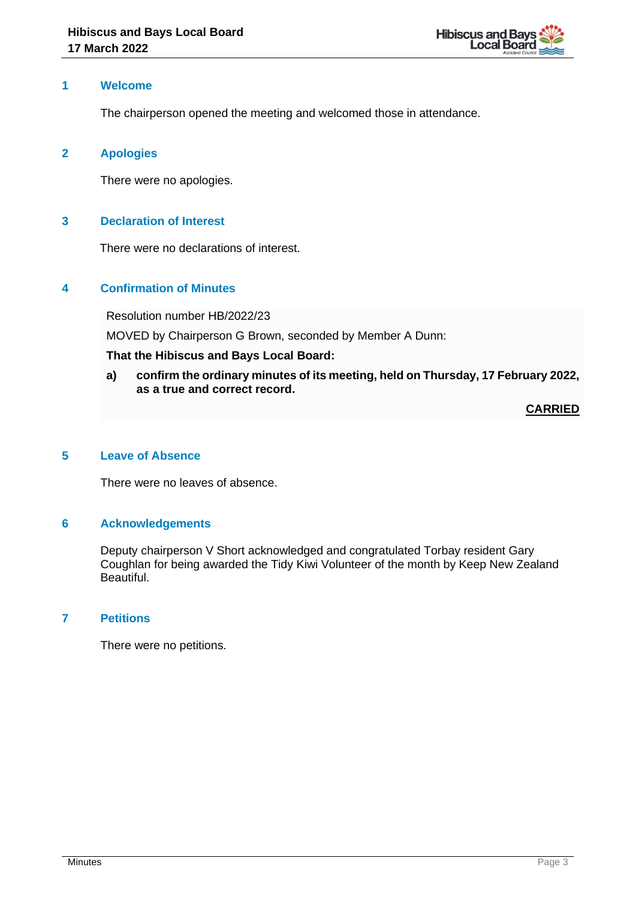## 1 Welcome

The chairperson opened the meeting and welcomed those in attendance.

## 2 Apologies

There were no apologies.

## 3 Declaration of Interest

There were no declarations of interest.

## 4 Confirmation of Minutes

Resolution number HB/2022/23

MOVED by Chairperson G Brown, seconded by Member A Dunn:

**That the Hibiscus and Bays Local Board:**

**a) confirm the ordinary minutes of its meeting, held on Thursday, 17 February 2022, as a true and correct record.**

**CARRIED**

## 5 Leave of Absence

There were no leaves of absence.

## 6 Acknowledgements

Deputy chairperson V Short acknowledged and congratulated Torbay resident Gary Coughlan for being awarded the Tidy Kiwi Volunteer of the month by Keep New Zealand Beautiful.

## 7 Petitions

There were no petitions.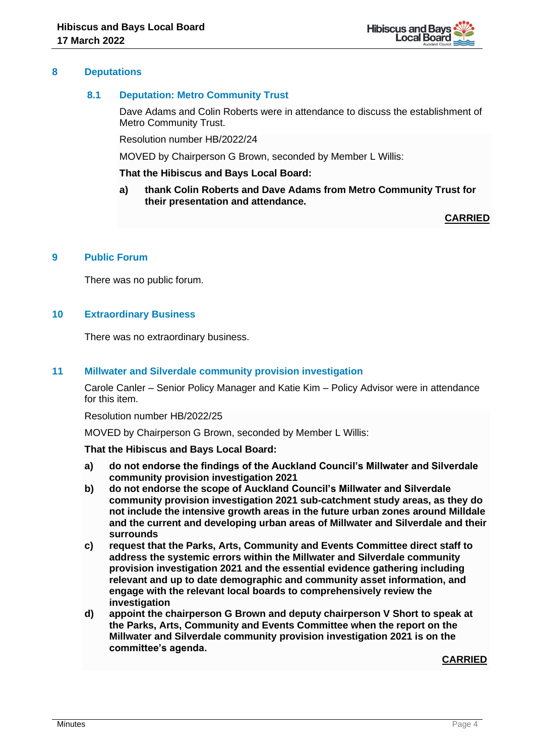## 8 Deputations

### 8.1 Deputation: Metro Community Trust

Dave Adams and Colin Roberts were in attendance to discuss the establishment of Metro Community Trust.

Resolution number HB/2022/24

MOVED by Chairperson G Brown, seconded by Member L Willis:

**That the Hibiscus and Bays Local Board:**

**a) thank Colin Roberts and Dave Adams from Metro Community Trust for their presentation and attendance.**

**CARRIED**

## 9 Public Forum

There was no public forum.

## 10 Extraordinary Business

There was no extraordinary business.

## 11 Millwater and Silverdale community provision investigation

Carole Canler – Senior Policy Manager and Katie Kim – Policy Advisor were in attendance for this item.

Resolution number HB/2022/25

MOVED by Chairperson G Brown, seconded by Member L Willis:

**That the Hibiscus and Bays Local Board:**

**a) do not endorse the findings of the Auckland Council's Millwater and Silverdale community provision investigation 2021**

**b) do not endorse the scope of Auckland Council's Millwater and Silverdale community provision investigation 2021 sub-catchment study areas, as they do not include the intensive growth areas in the future urban zones around Milldale and the current and developing urban areas of Millwater and Silverdale and their surrounds**

**c) request that the Parks, Arts, Community and Events Committee direct staff to address the systemic errors within the Millwater and Silverdale community provision investigation 2021 and the essential evidence gathering including relevant and up to date demographic and community asset information, and engage with the relevant local boards to comprehensively review the investigation**

**d) appoint the chairperson G Brown and deputy chairperson V Short to speak at the Parks, Arts, Community and Events Committee when the report on the Millwater and Silverdale community provision investigation 2021 is on the committee's agenda.**

**CARRIED**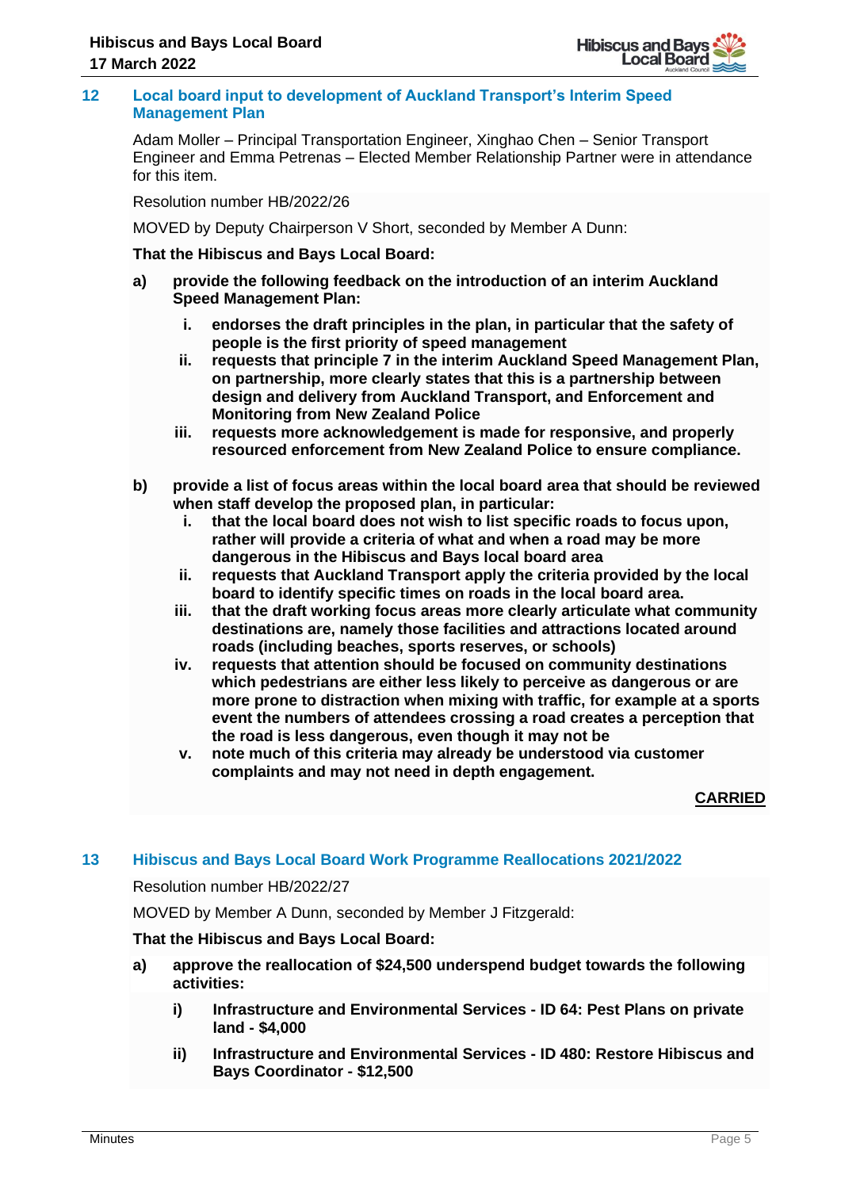## 12 Local board input to development of Auckland Transport's Interim Speed Management Plan

Adam Moller – Principal Transportation Engineer, Xinghao Chen – Senior Transport Engineer and Emma Petrenas – Elected Member Relationship Partner were in attendance for this item.

Resolution number HB/2022/26

MOVED by Deputy Chairperson V Short, seconded by Member A Dunn:

**That the Hibiscus and Bays Local Board:**

**a) provide the following feedback on the introduction of an interim Auckland Speed Management Plan:**

   **i. endorses the draft principles in the plan, in particular that the safety of people is the first priority of speed management**
   
   **ii. requests that principle 7 in the interim Auckland Speed Management Plan, on partnership, more clearly states that this is a partnership between design and delivery from Auckland Transport, and Enforcement and Monitoring from New Zealand Police**
   
   **iii. requests more acknowledgement is made for responsive, and properly resourced enforcement from New Zealand Police to ensure compliance.**

**b) provide a list of focus areas within the local board area that should be reviewed when staff develop the proposed plan, in particular:**

   **i. that the local board does not wish to list specific roads to focus upon, rather will provide a criteria of what and when a road may be more dangerous in the Hibiscus and Bays local board area**
   
   **ii. requests that Auckland Transport apply the criteria provided by the local board to identify specific times on roads in the local board area.**
   
   **iii. that the draft working focus areas more clearly articulate what community destinations are, namely those facilities and attractions located around roads (including beaches, sports reserves, or schools)**
   
   **iv. requests that attention should be focused on community destinations which pedestrians are either less likely to perceive as dangerous or are more prone to distraction when mixing with traffic, for example at a sports event the numbers of attendees crossing a road creates a perception that the road is less dangerous, even though it may not be**
   
   **v. note much of this criteria may already be understood via customer complaints and may not need in depth engagement.**

**CARRIED**

## 13 Hibiscus and Bays Local Board Work Programme Reallocations 2021/2022

Resolution number HB/2022/27

MOVED by Member A Dunn, seconded by Member J Fitzgerald:

**That the Hibiscus and Bays Local Board:**

**a) approve the reallocation of $24,500 underspend budget towards the following activities:**

   **i) Infrastructure and Environmental Services - ID 64: Pest Plans on private land - $4,000**
   
   **ii) Infrastructure and Environmental Services - ID 480: Restore Hibiscus and Bays Coordinator - $12,500**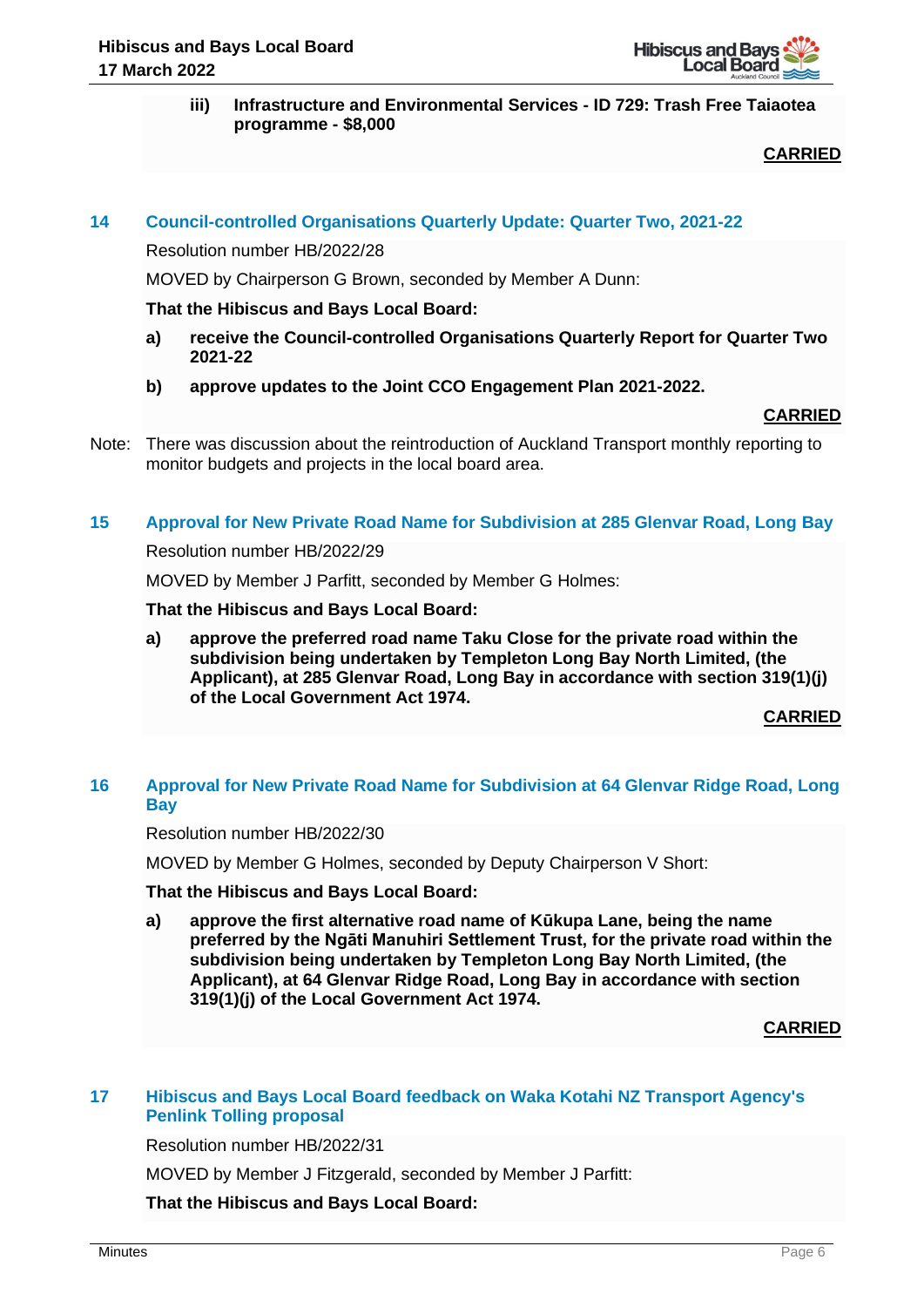**iii) Infrastructure and Environmental Services - ID 729: Trash Free Taiaotea programme - $8,000**

**CARRIED**

## 14 Council-controlled Organisations Quarterly Update: Quarter Two, 2021-22

Resolution number HB/2022/28

MOVED by Chairperson G Brown, seconded by Member A Dunn:

**That the Hibiscus and Bays Local Board:**

**a) receive the Council-controlled Organisations Quarterly Report for Quarter Two 2021-22**

**b) approve updates to the Joint CCO Engagement Plan 2021-2022.**

**CARRIED**

Note: There was discussion about the reintroduction of Auckland Transport monthly reporting to monitor budgets and projects in the local board area.

## 15 Approval for New Private Road Name for Subdivision at 285 Glenvar Road, Long Bay

Resolution number HB/2022/29

MOVED by Member J Parfitt, seconded by Member G Holmes:

**That the Hibiscus and Bays Local Board:**

**a) approve the preferred road name Taku Close for the private road within the subdivision being undertaken by Templeton Long Bay North Limited, (the Applicant), at 285 Glenvar Road, Long Bay in accordance with section 319(1)(j) of the Local Government Act 1974.**

**CARRIED**

## 16 Approval for New Private Road Name for Subdivision at 64 Glenvar Ridge Road, Long Bay

Resolution number HB/2022/30

MOVED by Member G Holmes, seconded by Deputy Chairperson V Short:

**That the Hibiscus and Bays Local Board:**

**a) approve the first alternative road name of Kūkupa Lane, being the name preferred by the Ngāti Manuhiri Settlement Trust, for the private road within the subdivision being undertaken by Templeton Long Bay North Limited, (the Applicant), at 64 Glenvar Ridge Road, Long Bay in accordance with section 319(1)(j) of the Local Government Act 1974.**

**CARRIED**

## 17 Hibiscus and Bays Local Board feedback on Waka Kotahi NZ Transport Agency's Penlink Tolling proposal

Resolution number HB/2022/31

MOVED by Member J Fitzgerald, seconded by Member J Parfitt:

**That the Hibiscus and Bays Local Board:**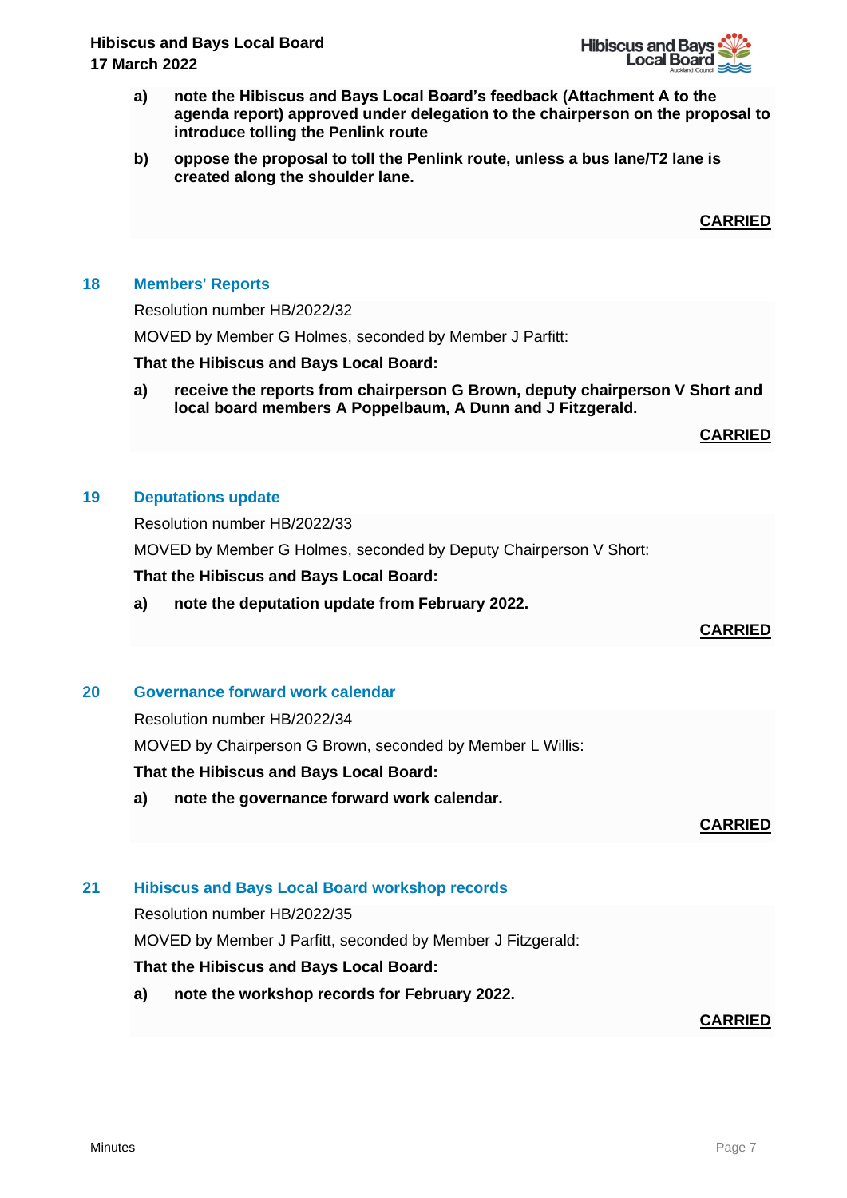**a) note the Hibiscus and Bays Local Board's feedback (Attachment A to the agenda report) approved under delegation to the chairperson on the proposal to introduce tolling the Penlink route**

**b) oppose the proposal to toll the Penlink route, unless a bus lane/T2 lane is created along the shoulder lane.**

**CARRIED**

## 18 Members' Reports

Resolution number HB/2022/32

MOVED by Member G Holmes, seconded by Member J Parfitt:

**That the Hibiscus and Bays Local Board:**

**a) receive the reports from chairperson G Brown, deputy chairperson V Short and local board members A Poppelbaum, A Dunn and J Fitzgerald.**

**CARRIED**

## 19 Deputations update

Resolution number HB/2022/33

MOVED by Member G Holmes, seconded by Deputy Chairperson V Short:

**That the Hibiscus and Bays Local Board:**

**a) note the deputation update from February 2022.**

**CARRIED**

## 20 Governance forward work calendar

Resolution number HB/2022/34

MOVED by Chairperson G Brown, seconded by Member L Willis:

**That the Hibiscus and Bays Local Board:**

**a) note the governance forward work calendar.**

**CARRIED**

## 21 Hibiscus and Bays Local Board workshop records

Resolution number HB/2022/35

MOVED by Member J Parfitt, seconded by Member J Fitzgerald:

**That the Hibiscus and Bays Local Board:**

**a) note the workshop records for February 2022.**

**CARRIED**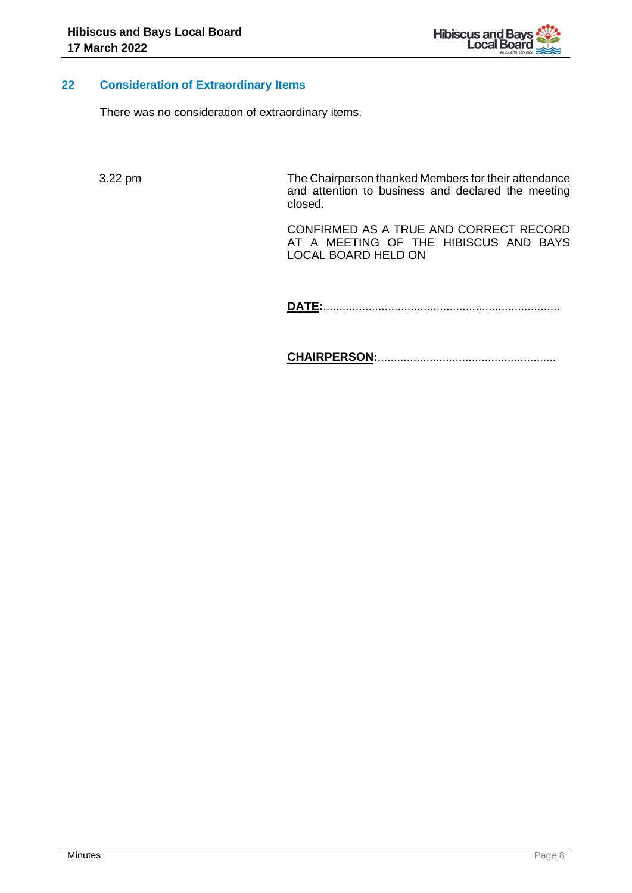## 22 Consideration of Extraordinary Items

There was no consideration of extraordinary items.

3.22 pm

The Chairperson thanked Members for their attendance and attention to business and declared the meeting closed.

CONFIRMED AS A TRUE AND CORRECT RECORD AT A MEETING OF THE HIBISCUS AND BAYS LOCAL BOARD HELD ON

**DATE:**.........................................................................

**CHAIRPERSON:**.......................................................